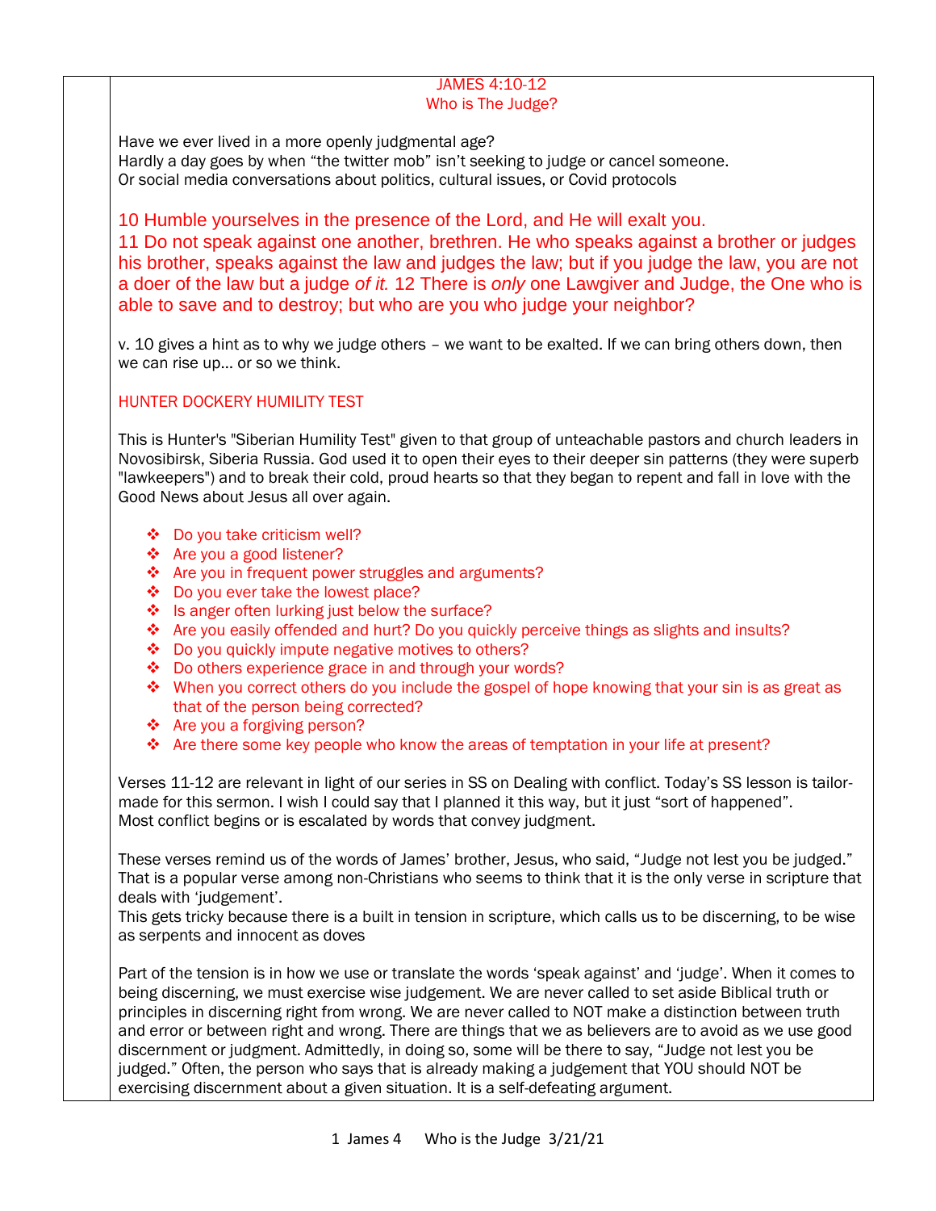# JAMES 4:10-12
## Who is The Judge?

Have we ever lived in a more openly judgmental age?
Hardly a day goes by when "the twitter mob" isn't seeking to judge or cancel someone.
Or social media conversations about politics, cultural issues, or Covid protocols

10 Humble yourselves in the presence of the Lord, and He will exalt you.
11 Do not speak against one another, brethren. He who speaks against a brother or judges his brother, speaks against the law and judges the law; but if you judge the law, you are not a doer of the law but a judge *of it.* 12 There is *only* one Lawgiver and Judge, the One who is able to save and to destroy; but who are you who judge your neighbor?

v. 10 gives a hint as to why we judge others – we want to be exalted. If we can bring others down, then we can rise up… or so we think.

### HUNTER DOCKERY HUMILITY TEST

This is Hunter's "Siberian Humility Test" given to that group of unteachable pastors and church leaders in Novosibirsk, Siberia Russia. God used it to open their eyes to their deeper sin patterns (they were superb "lawkeepers") and to break their cold, proud hearts so that they began to repent and fall in love with the Good News about Jesus all over again.

- Do you take criticism well?
- Are you a good listener?
- Are you in frequent power struggles and arguments?
- Do you ever take the lowest place?
- Is anger often lurking just below the surface?
- Are you easily offended and hurt? Do you quickly perceive things as slights and insults?
- Do you quickly impute negative motives to others?
- Do others experience grace in and through your words?
- When you correct others do you include the gospel of hope knowing that your sin is as great as that of the person being corrected?
- Are you a forgiving person?
- Are there some key people who know the areas of temptation in your life at present?

Verses 11-12 are relevant in light of our series in SS on Dealing with conflict. Today's SS lesson is tailor-made for this sermon. I wish I could say that I planned it this way, but it just "sort of happened". Most conflict begins or is escalated by words that convey judgment.

These verses remind us of the words of James' brother, Jesus, who said, "Judge not lest you be judged." That is a popular verse among non-Christians who seems to think that it is the only verse in scripture that deals with 'judgement'.
This gets tricky because there is a built in tension in scripture, which calls us to be discerning, to be wise as serpents and innocent as doves

Part of the tension is in how we use or translate the words 'speak against' and 'judge'. When it comes to being discerning, we must exercise wise judgement. We are never called to set aside Biblical truth or principles in discerning right from wrong. We are never called to NOT make a distinction between truth and error or between right and wrong. There are things that we as believers are to avoid as we use good discernment or judgment. Admittedly, in doing so, some will be there to say, "Judge not lest you be judged." Often, the person who says that is already making a judgement that YOU should NOT be exercising discernment about a given situation. It is a self-defeating argument.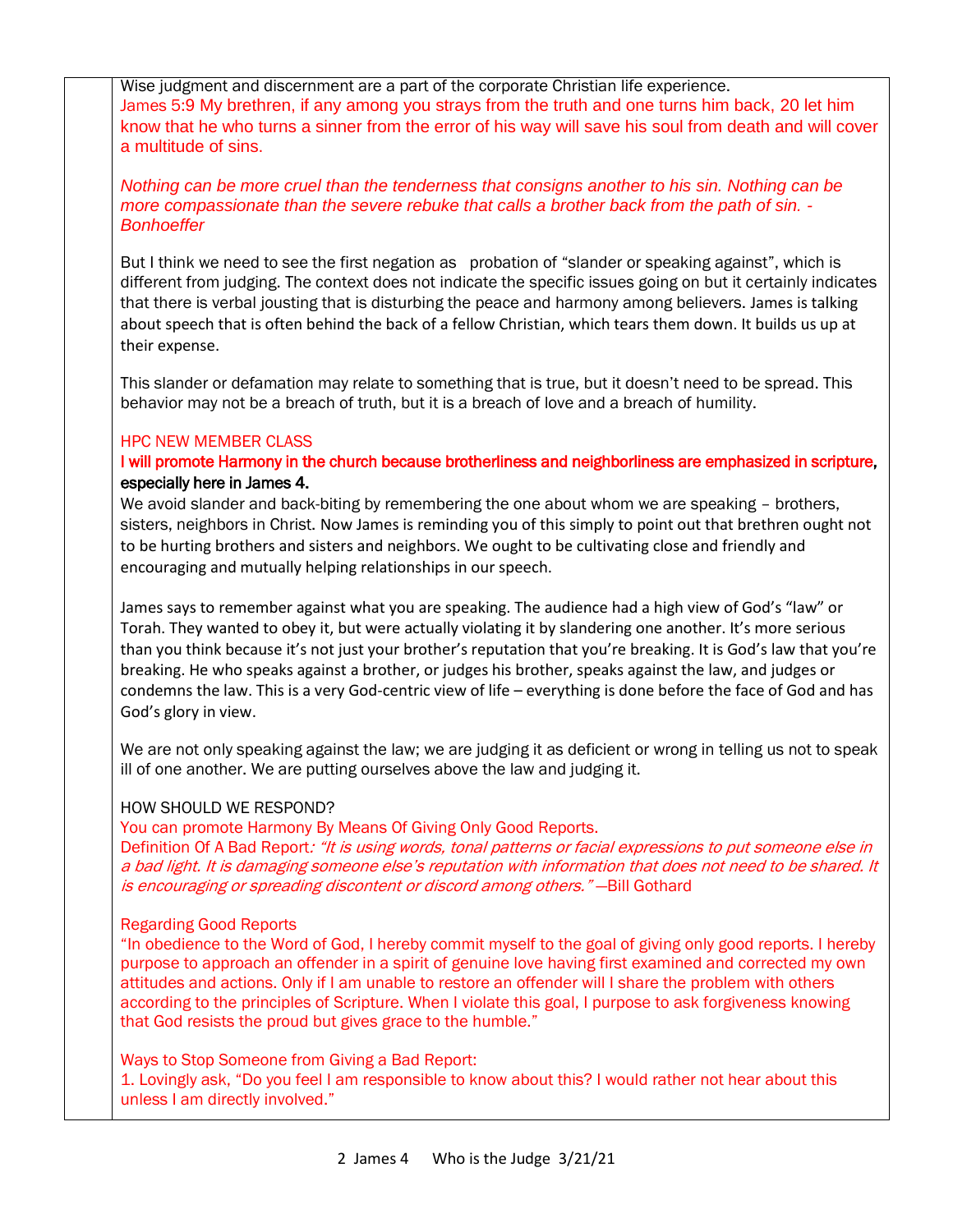Wise judgment and discernment are a part of the corporate Christian life experience.

James 5:9 My brethren, if any among you strays from the truth and one turns him back, 20 let him know that he who turns a sinner from the error of his way will save his soul from death and will cover a multitude of sins.

*Nothing can be more cruel than the tenderness that consigns another to his sin. Nothing can be more compassionate than the severe rebuke that calls a brother back from the path of sin. - Bonhoeffer*

But I think we need to see the first negation as probation of "slander or speaking against", which is different from judging. The context does not indicate the specific issues going on but it certainly indicates that there is verbal jousting that is disturbing the peace and harmony among believers. James is talking about speech that is often behind the back of a fellow Christian, which tears them down. It builds us up at their expense.

This slander or defamation may relate to something that is true, but it doesn't need to be spread. This behavior may not be a breach of truth, but it is a breach of love and a breach of humility.

HPC NEW MEMBER CLASS

**I will promote Harmony in the church because brotherliness and neighborliness are emphasized in scripture, especially here in James 4.**

We avoid slander and back-biting by remembering the one about whom we are speaking – brothers, sisters, neighbors in Christ. Now James is reminding you of this simply to point out that brethren ought not to be hurting brothers and sisters and neighbors. We ought to be cultivating close and friendly and encouraging and mutually helping relationships in our speech.

James says to remember against what you are speaking. The audience had a high view of God's "law" or Torah. They wanted to obey it, but were actually violating it by slandering one another. It's more serious than you think because it's not just your brother's reputation that you're breaking. It is God's law that you're breaking. He who speaks against a brother, or judges his brother, speaks against the law, and judges or condemns the law. This is a very God-centric view of life – everything is done before the face of God and has God's glory in view.

We are not only speaking against the law; we are judging it as deficient or wrong in telling us not to speak ill of one another. We are putting ourselves above the law and judging it.

HOW SHOULD WE RESPOND?

You can promote Harmony By Means Of Giving Only Good Reports.

Definition Of A Bad Report: *"It is using words, tonal patterns or facial expressions to put someone else in a bad light. It is damaging someone else's reputation with information that does not need to be shared. It is encouraging or spreading discontent or discord among others."* —Bill Gothard

Regarding Good Reports

"In obedience to the Word of God, I hereby commit myself to the goal of giving only good reports. I hereby purpose to approach an offender in a spirit of genuine love having first examined and corrected my own attitudes and actions. Only if I am unable to restore an offender will I share the problem with others according to the principles of Scripture. When I violate this goal, I purpose to ask forgiveness knowing that God resists the proud but gives grace to the humble."

Ways to Stop Someone from Giving a Bad Report:

1. Lovingly ask, "Do you feel I am responsible to know about this? I would rather not hear about this unless I am directly involved."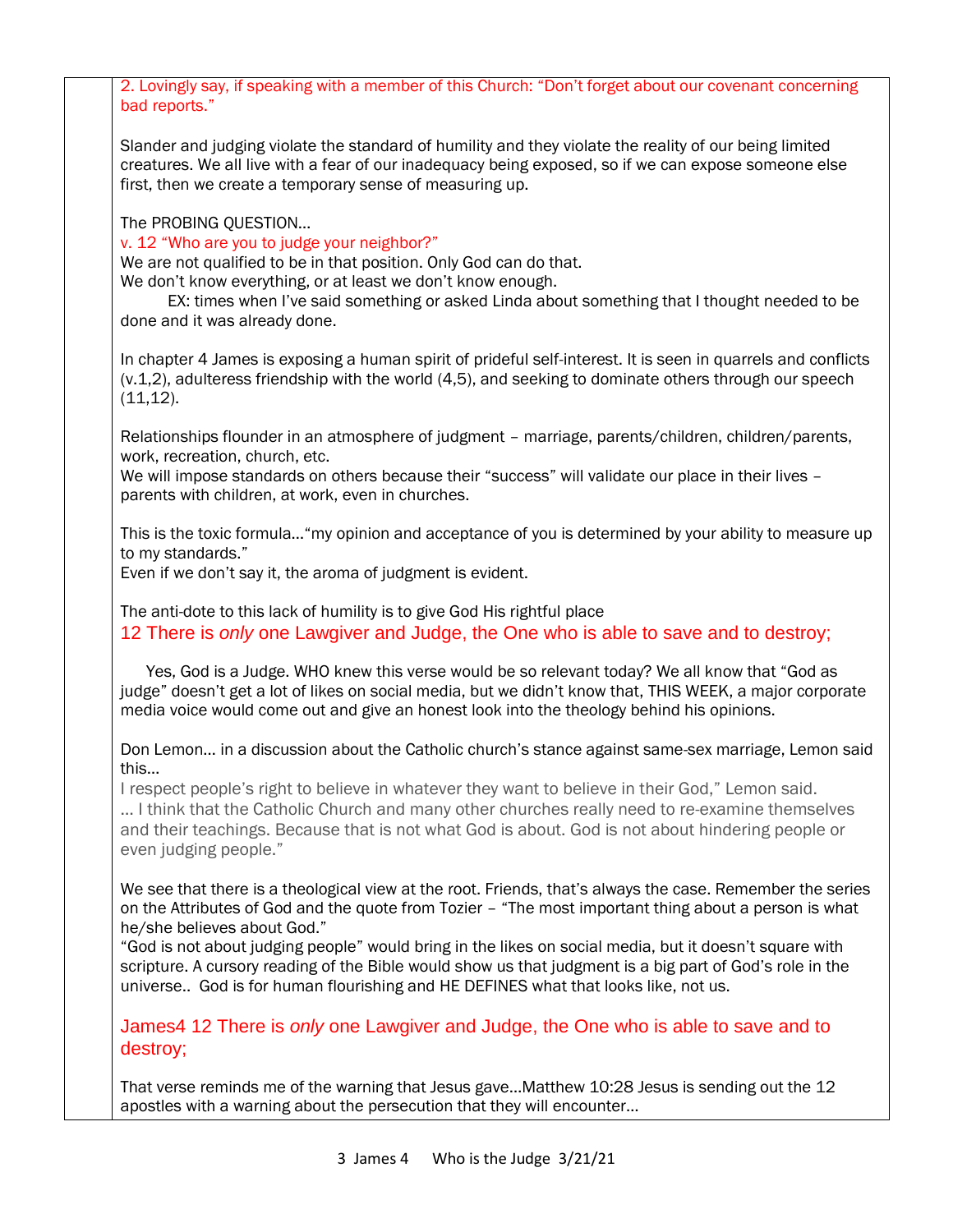2. Lovingly say, if speaking with a member of this Church: "Don't forget about our covenant concerning bad reports."

Slander and judging violate the standard of humility and they violate the reality of our being limited creatures. We all live with a fear of our inadequacy being exposed, so if we can expose someone else first, then we create a temporary sense of measuring up.

The PROBING QUESTION…
v. 12 "Who are you to judge your neighbor?"
We are not qualified to be in that position. Only God can do that.
We don't know everything, or at least we don't know enough.
EX: times when I've said something or asked Linda about something that I thought needed to be done and it was already done.

In chapter 4 James is exposing a human spirit of prideful self-interest. It is seen in quarrels and conflicts (v.1,2), adulteress friendship with the world (4,5), and seeking to dominate others through our speech (11,12).

Relationships flounder in an atmosphere of judgment – marriage, parents/children, children/parents, work, recreation, church, etc.
We will impose standards on others because their "success" will validate our place in their lives – parents with children, at work, even in churches.

This is the toxic formula…"my opinion and acceptance of you is determined by your ability to measure up to my standards."
Even if we don't say it, the aroma of judgment is evident.

The anti-dote to this lack of humility is to give God His rightful place
12 There is *only* one Lawgiver and Judge, the One who is able to save and to destroy;

Yes, God is a Judge. WHO knew this verse would be so relevant today? We all know that "God as judge" doesn't get a lot of likes on social media, but we didn't know that, THIS WEEK, a major corporate media voice would come out and give an honest look into the theology behind his opinions.

Don Lemon… in a discussion about the Catholic church's stance against same-sex marriage, Lemon said this…
I respect people's right to believe in whatever they want to believe in their God," Lemon said. … I think that the Catholic Church and many other churches really need to re-examine themselves and their teachings. Because that is not what God is about. God is not about hindering people or even judging people."

We see that there is a theological view at the root. Friends, that's always the case. Remember the series on the Attributes of God and the quote from Tozier – "The most important thing about a person is what he/she believes about God."
"God is not about judging people" would bring in the likes on social media, but it doesn't square with scripture. A cursory reading of the Bible would show us that judgment is a big part of God's role in the universe.. God is for human flourishing and HE DEFINES what that looks like, not us.

James4 12 There is *only* one Lawgiver and Judge, the One who is able to save and to destroy;

That verse reminds me of the warning that Jesus gave…Matthew 10:28 Jesus is sending out the 12 apostles with a warning about the persecution that they will encounter…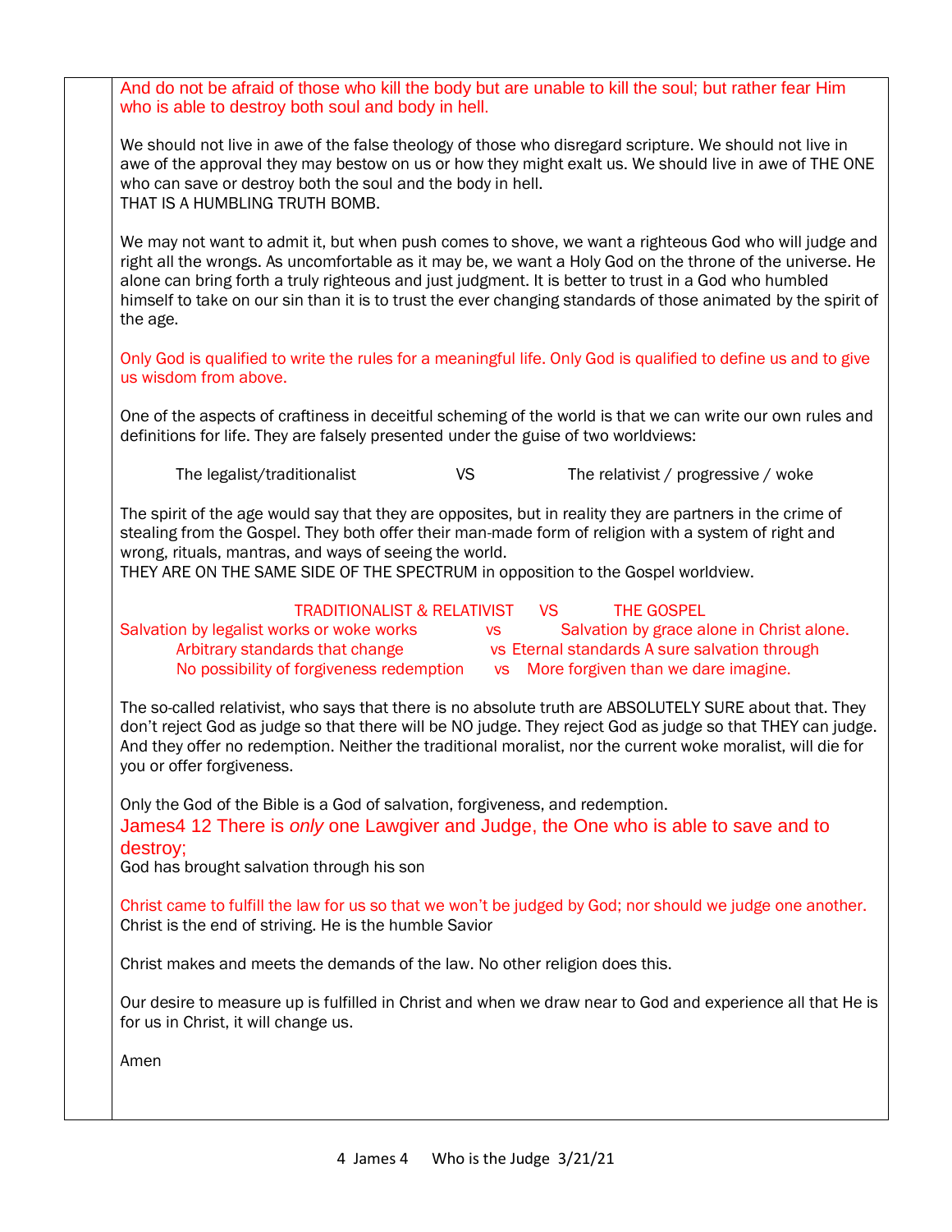And do not be afraid of those who kill the body but are unable to kill the soul; but rather fear Him who is able to destroy both soul and body in hell.

We should not live in awe of the false theology of those who disregard scripture. We should not live in awe of the approval they may bestow on us or how they might exalt us. We should live in awe of THE ONE who can save or destroy both the soul and the body in hell.
THAT IS A HUMBLING TRUTH BOMB.

We may not want to admit it, but when push comes to shove, we want a righteous God who will judge and right all the wrongs. As uncomfortable as it may be, we want a Holy God on the throne of the universe. He alone can bring forth a truly righteous and just judgment. It is better to trust in a God who humbled himself to take on our sin than it is to trust the ever changing standards of those animated by the spirit of the age.

Only God is qualified to write the rules for a meaningful life. Only God is qualified to define us and to give us wisdom from above.

One of the aspects of craftiness in deceitful scheming of the world is that we can write our own rules and definitions for life. They are falsely presented under the guise of two worldviews:

The legalist/traditionalist VS The relativist / progressive / woke

The spirit of the age would say that they are opposites, but in reality they are partners in the crime of stealing from the Gospel. They both offer their man-made form of religion with a system of right and wrong, rituals, mantras, and ways of seeing the world.
THEY ARE ON THE SAME SIDE OF THE SPECTRUM in opposition to the Gospel worldview.

| TRADITIONALIST & RELATIVIST | VS | THE GOSPEL |
|---|---|---|
| Salvation by legalist works or woke works | vs | Salvation by grace alone in Christ alone. |
| Arbitrary standards that change | vs | Eternal standards A sure salvation through |
| No possibility of forgiveness redemption | vs | More forgiven than we dare imagine. |

The so-called relativist, who says that there is no absolute truth are ABSOLUTELY SURE about that. They don't reject God as judge so that there will be NO judge. They reject God as judge so that THEY can judge. And they offer no redemption. Neither the traditional moralist, nor the current woke moralist, will die for you or offer forgiveness.

Only the God of the Bible is a God of salvation, forgiveness, and redemption.
James4 12 There is *only* one Lawgiver and Judge, the One who is able to save and to destroy;
God has brought salvation through his son

Christ came to fulfill the law for us so that we won't be judged by God; nor should we judge one another.
Christ is the end of striving. He is the humble Savior

Christ makes and meets the demands of the law. No other religion does this.

Our desire to measure up is fulfilled in Christ and when we draw near to God and experience all that He is for us in Christ, it will change us.

Amen